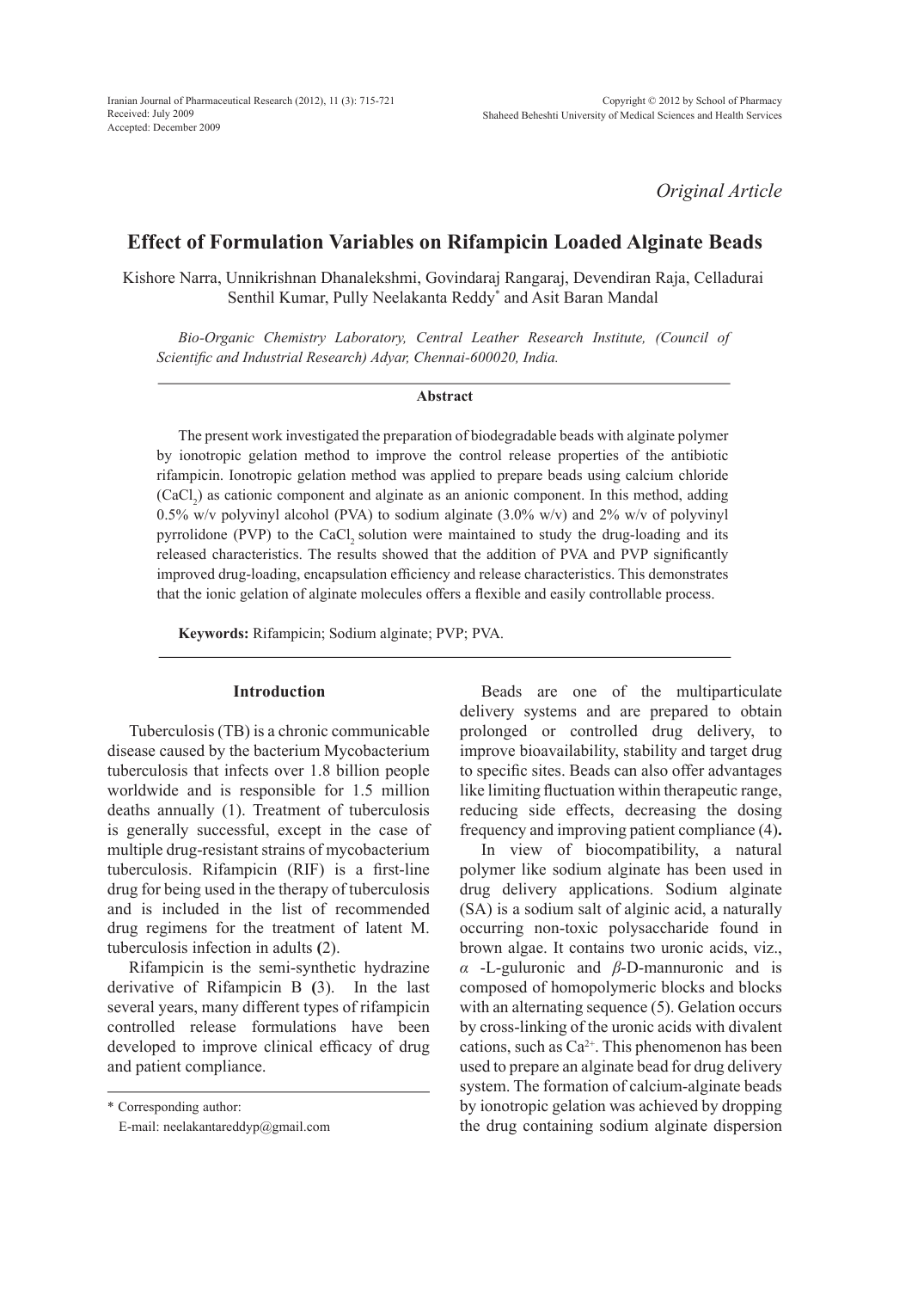Received: July 2009

Accepted: December 2009

*Original Article*

# Effect of Formulation Variables on Rifampicin Loaded Alginate Beads

Kishore Narra, Unnikrishnan Dhanalekshmi, Govindaraj Rangaraj, Devendiran Raja, Celladurai Senthil Kumar, Pully Neelakanta Reddy* and Asit Baran Mandal

*Bio-Organic Chemistry Laboratory, Central Leather Research Institute, (Council of Scientific and Industrial Research) Adyar, Chennai-600020, India.*

## Abstract

The present work investigated the preparation of biodegradable beads with alginate polymer by ionotropic gelation method to improve the control release properties of the antibiotic rifampicin. Ionotropic gelation method was applied to prepare beads using calcium chloride ($CaCl_2$) as cationic component and alginate as an anionic component. In this method, adding 0.5% w/v polyvinyl alcohol (PVA) to sodium alginate (3.0% w/v) and 2% w/v of polyvinyl pyrrolidone (PVP) to the $CaCl_2$ solution were maintained to study the drug-loading and its released characteristics. The results showed that the addition of PVA and PVP significantly improved drug-loading, encapsulation efficiency and release characteristics. This demonstrates that the ionic gelation of alginate molecules offers a flexible and easily controllable process.

**Keywords:** Rifampicin; Sodium alginate; PVP; PVA.

## Introduction

Tuberculosis (TB) is a chronic communicable disease caused by the bacterium Mycobacterium tuberculosis that infects over 1.8 billion people worldwide and is responsible for 1.5 million deaths annually (1). Treatment of tuberculosis is generally successful, except in the case of multiple drug-resistant strains of mycobacterium tuberculosis. Rifampicin (RIF) is a first-line drug for being used in the therapy of tuberculosis and is included in the list of recommended drug regimens for the treatment of latent M. tuberculosis infection in adults **(**2).

Rifampicin is the semi-synthetic hydrazine derivative of Rifampicin B **(**3). In the last several years, many different types of rifampicin controlled release formulations have been developed to improve clinical efficacy of drug and patient compliance.

Beads are one of the multiparticulate delivery systems and are prepared to obtain prolonged or controlled drug delivery, to improve bioavailability, stability and target drug to specific sites. Beads can also offer advantages like limiting fluctuation within therapeutic range, reducing side effects, decreasing the dosing frequency and improving patient compliance (4)**.**

In view of biocompatibility, a natural polymer like sodium alginate has been used in drug delivery applications. Sodium alginate (SA) is a sodium salt of alginic acid, a naturally occurring non-toxic polysaccharide found in brown algae. It contains two uronic acids, viz., *α* -L-guluronic and *β*-D-mannuronic and is composed of homopolymeric blocks and blocks with an alternating sequence (5). Gelation occurs by cross-linking of the uronic acids with divalent cations, such as $Ca^{2+}$. This phenomenon has been used to prepare an alginate bead for drug delivery system. The formation of calcium-alginate beads by ionotropic gelation was achieved by dropping the drug containing sodium alginate dispersion

---

\* Corresponding author:

E-mail: neelakantareddyp@gmail.com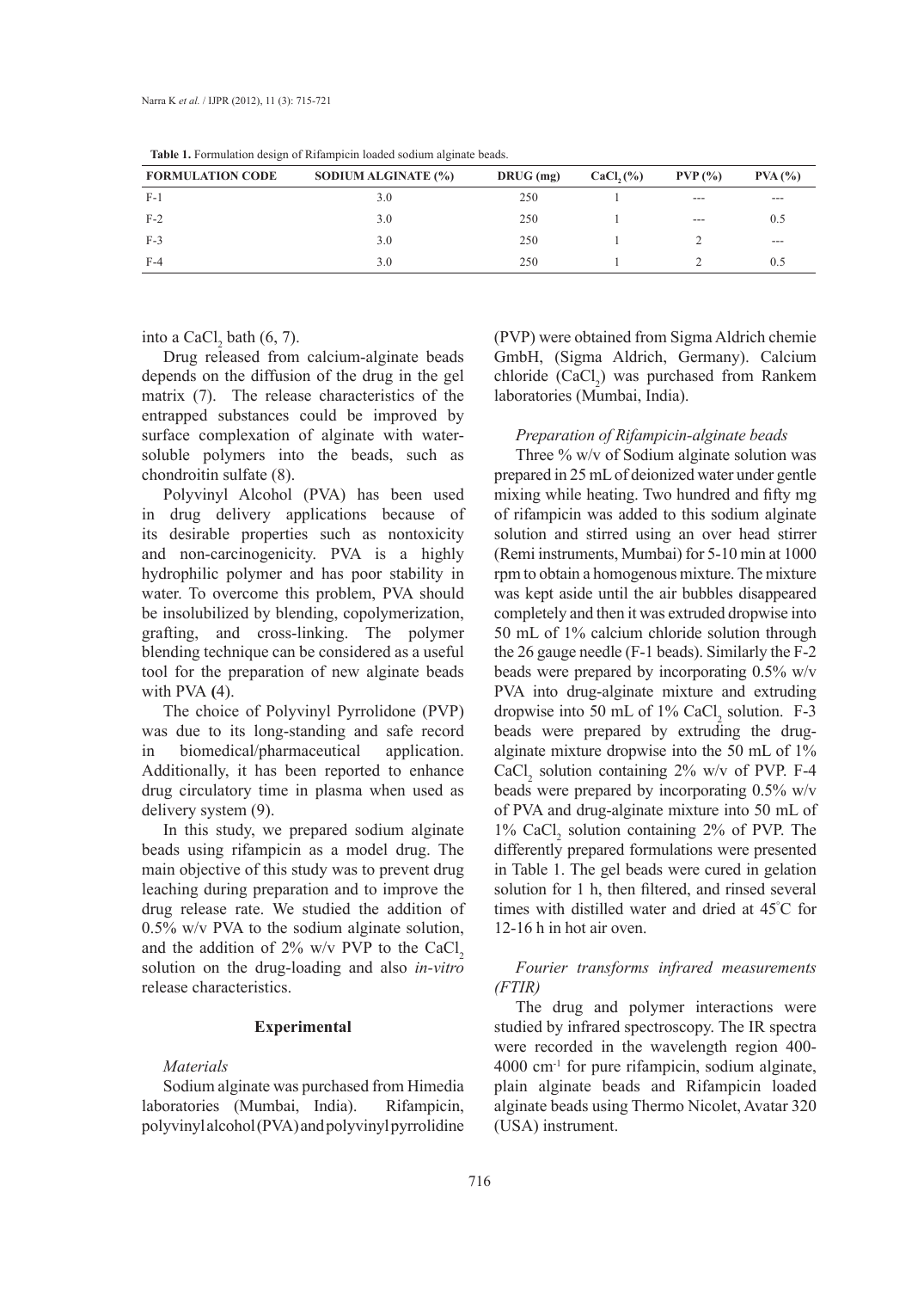**Table 1.** Formulation design of Rifampicin loaded sodium alginate beads.

| FORMULATION CODE | SODIUM ALGINATE (%) | DRUG (mg) | $CaCl_2$ (%) | PVP (%) | PVA (%) |
|---|---|---|---|---|---|
| F-1 | 3.0 | 250 | 1 | --- | --- |
| F-2 | 3.0 | 250 | 1 | --- | 0.5 |
| F-3 | 3.0 | 250 | 1 | 2 | --- |
| F-4 | 3.0 | 250 | 1 | 2 | 0.5 |

into a $CaCl_2$ bath (6, 7).

Drug released from calcium-alginate beads depends on the diffusion of the drug in the gel matrix (7). The release characteristics of the entrapped substances could be improved by surface complexation of alginate with water-soluble polymers into the beads, such as chondroitin sulfate (8).

Polyvinyl Alcohol (PVA) has been used in drug delivery applications because of its desirable properties such as nontoxicity and non-carcinogenicity. PVA is a highly hydrophilic polymer and has poor stability in water. To overcome this problem, PVA should be insolubilized by blending, copolymerization, grafting, and cross-linking. The polymer blending technique can be considered as a useful tool for the preparation of new alginate beads with PVA **(**4).

The choice of Polyvinyl Pyrrolidone (PVP) was due to its long-standing and safe record in biomedical/pharmaceutical application. Additionally, it has been reported to enhance drug circulatory time in plasma when used as delivery system (9).

In this study, we prepared sodium alginate beads using rifampicin as a model drug. The main objective of this study was to prevent drug leaching during preparation and to improve the drug release rate. We studied the addition of 0.5% w/v PVA to the sodium alginate solution, and the addition of 2% w/v PVP to the $CaCl_2$ solution on the drug-loading and also *in-vitro* release characteristics.

## Experimental

### *Materials*

Sodium alginate was purchased from Himedia laboratories (Mumbai, India). Rifampicin, polyvinyl alcohol (PVA) and polyvinyl pyrrolidine (PVP) were obtained from Sigma Aldrich chemie GmbH, (Sigma Aldrich, Germany). Calcium chloride ($CaCl_2$) was purchased from Rankem laboratories (Mumbai, India).

### *Preparation of Rifampicin-alginate beads*

Three % w/v of Sodium alginate solution was prepared in 25 mL of deionized water under gentle mixing while heating. Two hundred and fifty mg of rifampicin was added to this sodium alginate solution and stirred using an over head stirrer (Remi instruments, Mumbai) for 5-10 min at 1000 rpm to obtain a homogenous mixture. The mixture was kept aside until the air bubbles disappeared completely and then it was extruded dropwise into 50 mL of 1% calcium chloride solution through the 26 gauge needle (F-1 beads). Similarly the F-2 beads were prepared by incorporating 0.5% w/v PVA into drug-alginate mixture and extruding dropwise into 50 mL of 1% $CaCl_2$ solution. F-3 beads were prepared by extruding the drug-alginate mixture dropwise into the 50 mL of 1% $CaCl_2$ solution containing 2% w/v of PVP. F-4 beads were prepared by incorporating 0.5% w/v of PVA and drug-alginate mixture into 50 mL of 1% $CaCl_2$ solution containing 2% of PVP. The differently prepared formulations were presented in Table 1. The gel beads were cured in gelation solution for 1 h, then filtered, and rinsed several times with distilled water and dried at 45°C for 12-16 h in hot air oven.

### *Fourier transforms infrared measurements (FTIR)*

The drug and polymer interactions were studied by infrared spectroscopy. The IR spectra were recorded in the wavelength region 400-4000 $cm^{-1}$ for pure rifampicin, sodium alginate, plain alginate beads and Rifampicin loaded alginate beads using Thermo Nicolet, Avatar 320 (USA) instrument.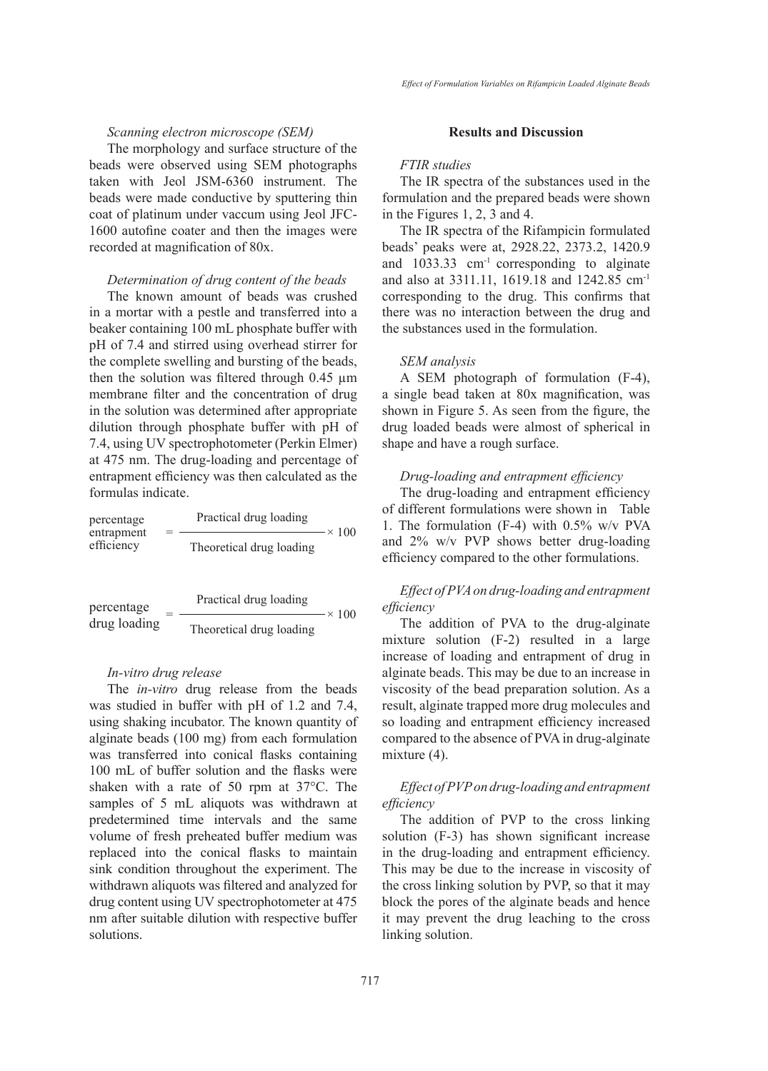*Scanning electron microscope (SEM)*

The morphology and surface structure of the beads were observed using SEM photographs taken with Jeol JSM-6360 instrument. The beads were made conductive by sputtering thin coat of platinum under vaccum using Jeol JFC-1600 autofine coater and then the images were recorded at magnification of 80x.

*Determination of drug content of the beads*

The known amount of beads was crushed in a mortar with a pestle and transferred into a beaker containing 100 mL phosphate buffer with pH of 7.4 and stirred using overhead stirrer for the complete swelling and bursting of the beads, then the solution was filtered through 0.45 µm membrane filter and the concentration of drug in the solution was determined after appropriate dilution through phosphate buffer with pH of 7.4, using UV spectrophotometer (Perkin Elmer) at 475 nm. The drug-loading and percentage of entrapment efficiency was then calculated as the formulas indicate.

$$\text{percentage entrapment efficiency} = \frac{\text{Practical drug loading}}{\text{Theoretical drug loading}} \times 100$$

$$\text{percentage drug loading} = \frac{\text{Practical drug loading}}{\text{Theoretical drug loading}} \times 100$$

*In-vitro drug release*

The *in-vitro* drug release from the beads was studied in buffer with pH of 1.2 and 7.4, using shaking incubator. The known quantity of alginate beads (100 mg) from each formulation was transferred into conical flasks containing 100 mL of buffer solution and the flasks were shaken with a rate of 50 rpm at 37°C. The samples of 5 mL aliquots was withdrawn at predetermined time intervals and the same volume of fresh preheated buffer medium was replaced into the conical flasks to maintain sink condition throughout the experiment. The withdrawn aliquots was filtered and analyzed for drug content using UV spectrophotometer at 475 nm after suitable dilution with respective buffer solutions.

## Results and Discussion

*FTIR studies*

The IR spectra of the substances used in the formulation and the prepared beads were shown in the Figures 1, 2, 3 and 4.

The IR spectra of the Rifampicin formulated beads' peaks were at, 2928.22, 2373.2, 1420.9 and 1033.33 $cm^{-1}$ corresponding to alginate and also at 3311.11, 1619.18 and 1242.85 $cm^{-1}$ corresponding to the drug. This confirms that there was no interaction between the drug and the substances used in the formulation.

*SEM analysis*

A SEM photograph of formulation (F-4), a single bead taken at 80x magnification, was shown in Figure 5. As seen from the figure, the drug loaded beads were almost of spherical in shape and have a rough surface.

*Drug-loading and entrapment efficiency*

The drug-loading and entrapment efficiency of different formulations were shown in Table 1. The formulation (F-4) with 0.5% w/v PVA and 2% w/v PVP shows better drug-loading efficiency compared to the other formulations.

*Effect of PVA on drug-loading and entrapment efficiency*

The addition of PVA to the drug-alginate mixture solution (F-2) resulted in a large increase of loading and entrapment of drug in alginate beads. This may be due to an increase in viscosity of the bead preparation solution. As a result, alginate trapped more drug molecules and so loading and entrapment efficiency increased compared to the absence of PVA in drug-alginate mixture (4).

*Effect of PVP on drug-loading and entrapment efficiency*

The addition of PVP to the cross linking solution (F-3) has shown significant increase in the drug-loading and entrapment efficiency. This may be due to the increase in viscosity of the cross linking solution by PVP, so that it may block the pores of the alginate beads and hence it may prevent the drug leaching to the cross linking solution.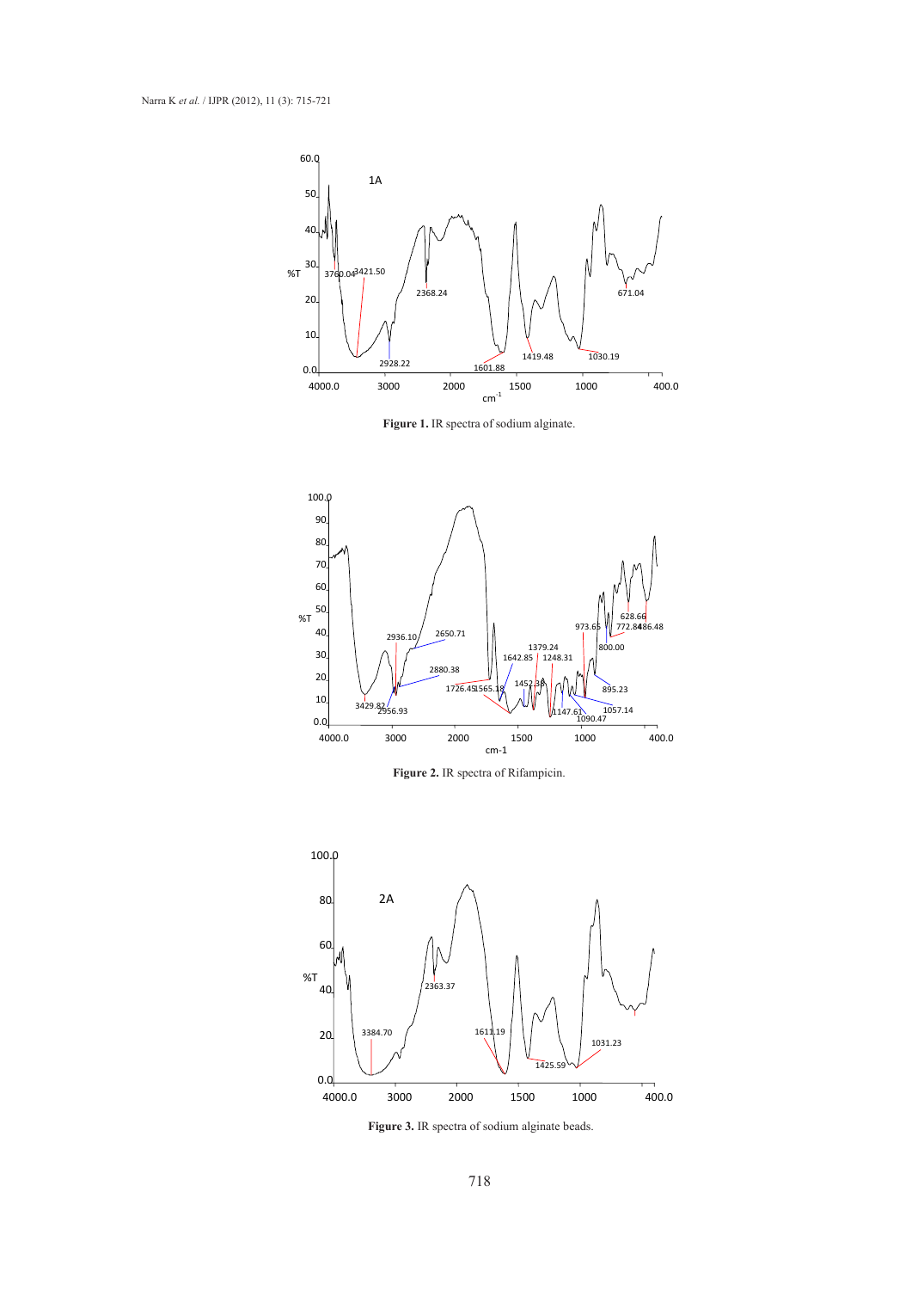Figure 1. IR spectra of sodium alginate.

Figure 2. IR spectra of Rifampicin.

Figure 3. IR spectra of sodium alginate beads.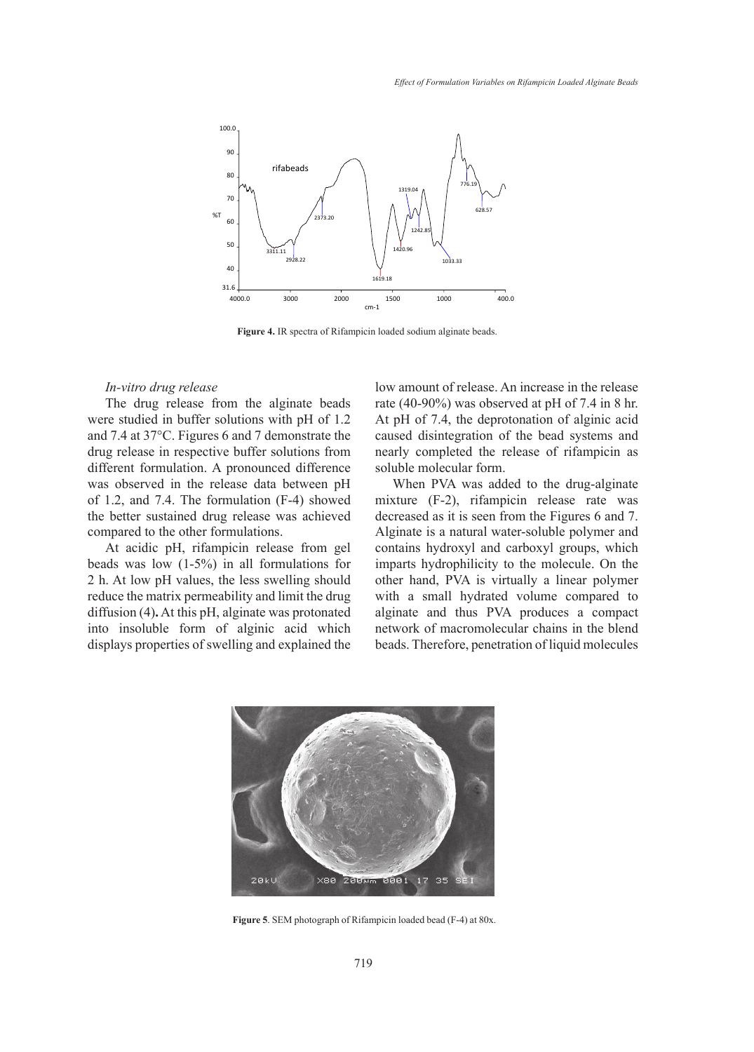Figure 4. IR spectra of Rifampicin loaded sodium alginate beads.

*In-vitro drug release*

The drug release from the alginate beads were studied in buffer solutions with pH of 1.2 and 7.4 at 37°C. Figures 6 and 7 demonstrate the drug release in respective buffer solutions from different formulation. A pronounced difference was observed in the release data between pH of 1.2, and 7.4. The formulation (F-4) showed the better sustained drug release was achieved compared to the other formulations.

At acidic pH, rifampicin release from gel beads was low (1-5%) in all formulations for 2 h. At low pH values, the less swelling should reduce the matrix permeability and limit the drug diffusion (4). At this pH, alginate was protonated into insoluble form of alginic acid which displays properties of swelling and explained the low amount of release. An increase in the release rate (40-90%) was observed at pH of 7.4 in 8 hr. At pH of 7.4, the deprotonation of alginic acid caused disintegration of the bead systems and nearly completed the release of rifampicin as soluble molecular form.

When PVA was added to the drug-alginate mixture (F-2), rifampicin release rate was decreased as it is seen from the Figures 6 and 7. Alginate is a natural water-soluble polymer and contains hydroxyl and carboxyl groups, which imparts hydrophilicity to the molecule. On the other hand, PVA is virtually a linear polymer with a small hydrated volume compared to alginate and thus PVA produces a compact network of macromolecular chains in the blend beads. Therefore, penetration of liquid molecules

Figure 5. SEM photograph of Rifampicin loaded bead (F-4) at 80x.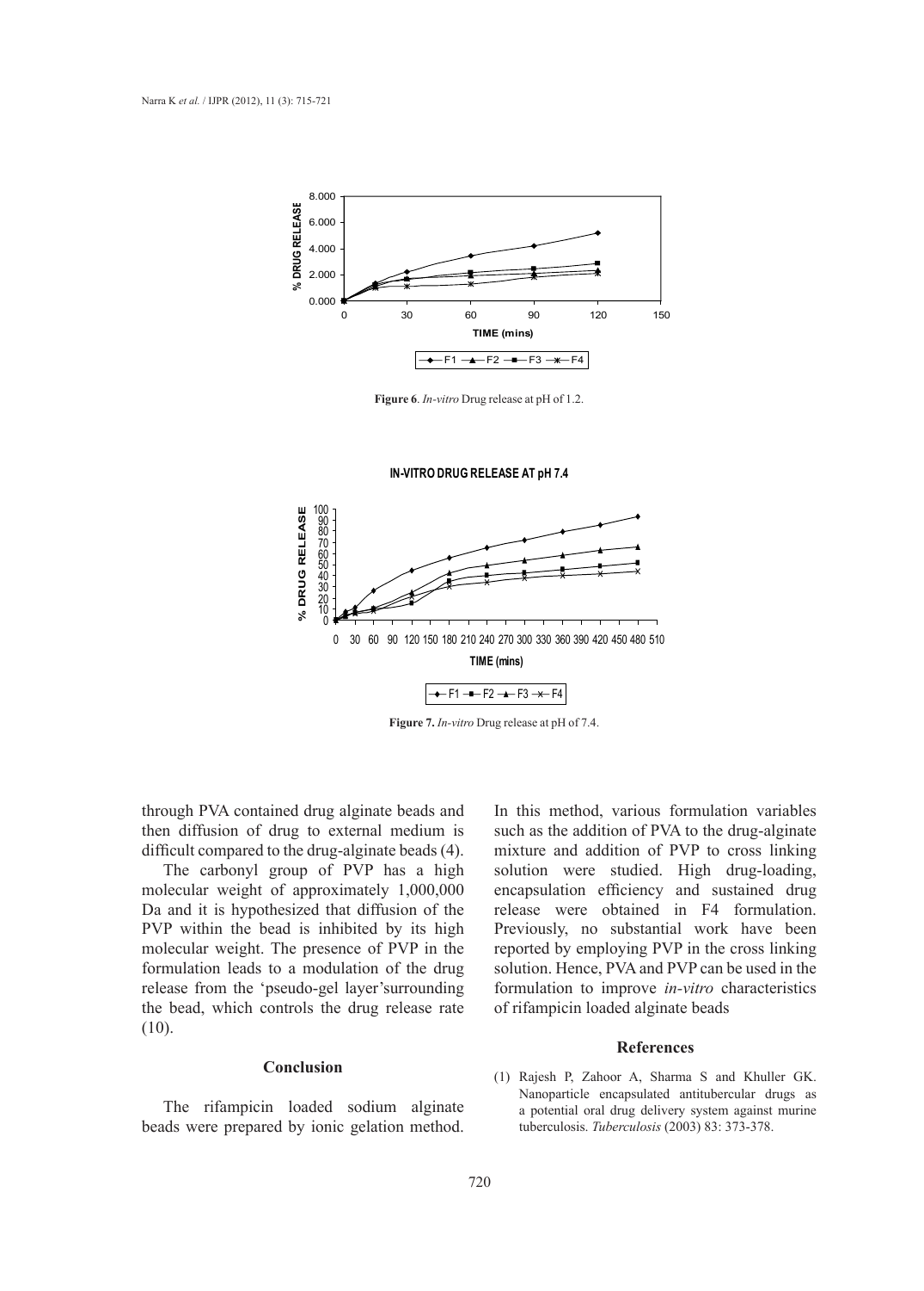**Figure 6**. *In-vitro* Drug release at pH of 1.2.

**Figure 7.** *In-vitro* Drug release at pH of 7.4.

through PVA contained drug alginate beads and then diffusion of drug to external medium is difficult compared to the drug-alginate beads (4).

The carbonyl group of PVP has a high molecular weight of approximately 1,000,000 Da and it is hypothesized that diffusion of the PVP within the bead is inhibited by its high molecular weight. The presence of PVP in the formulation leads to a modulation of the drug release from the 'pseudo-gel layer'surrounding the bead, which controls the drug release rate (10).

## Conclusion

The rifampicin loaded sodium alginate beads were prepared by ionic gelation method. In this method, various formulation variables such as the addition of PVA to the drug-alginate mixture and addition of PVP to cross linking solution were studied. High drug-loading, encapsulation efficiency and sustained drug release were obtained in F4 formulation. Previously, no substantial work have been reported by employing PVP in the cross linking solution. Hence, PVA and PVP can be used in the formulation to improve *in-vitro* characteristics of rifampicin loaded alginate beads

## References

(1) Rajesh P, Zahoor A, Sharma S and Khuller GK. Nanoparticle encapsulated antitubercular drugs as a potential oral drug delivery system against murine tuberculosis. *Tuberculosis* (2003) 83: 373-378.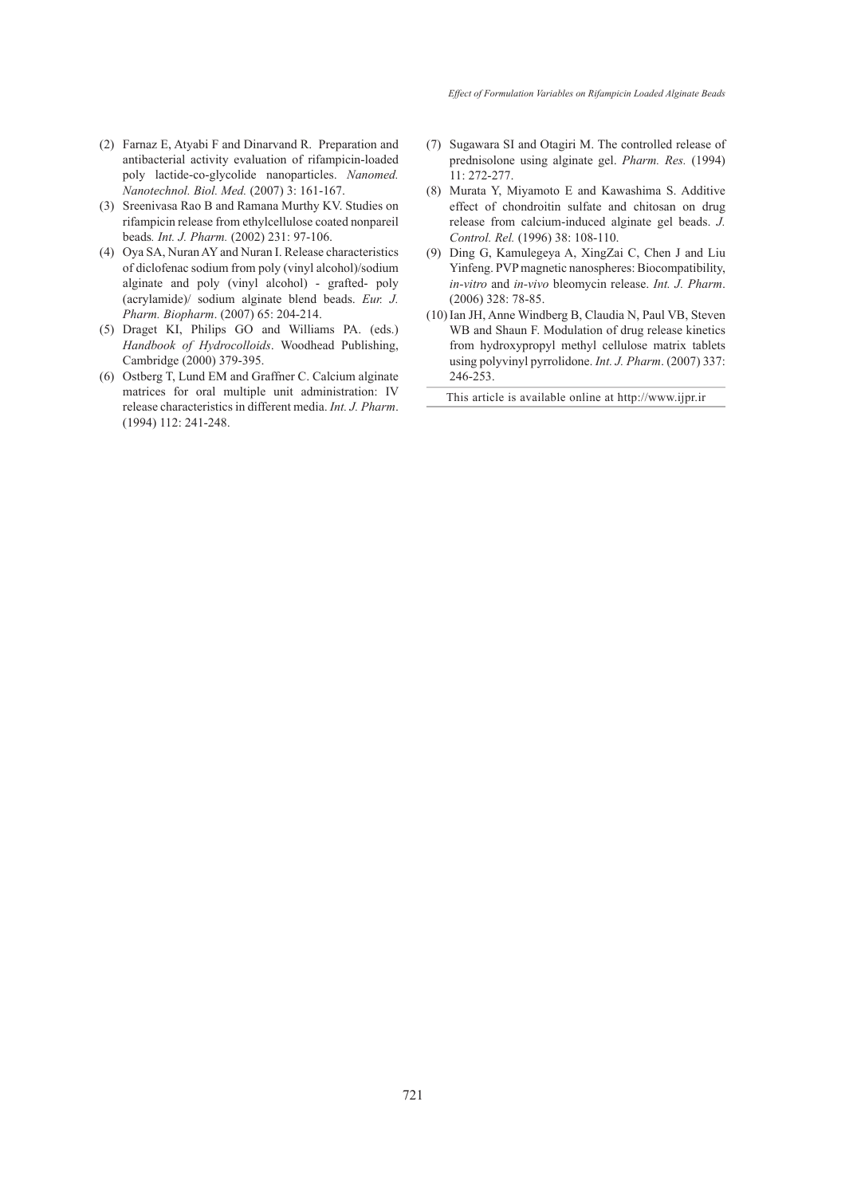(2) Farnaz E, Atyabi F and Dinarvand R. Preparation and antibacterial activity evaluation of rifampicin-loaded poly lactide-co-glycolide nanoparticles. *Nanomed. Nanotechnol. Biol. Med.* (2007) 3: 161-167.

(3) Sreenivasa Rao B and Ramana Murthy KV. Studies on rifampicin release from ethylcellulose coated nonpareil beads*. Int. J. Pharm.* (2002) 231: 97-106.

(4) Oya SA, Nuran AY and Nuran I. Release characteristics of diclofenac sodium from poly (vinyl alcohol)/sodium alginate and poly (vinyl alcohol) - grafted- poly (acrylamide)/ sodium alginate blend beads. *Eur. J. Pharm. Biopharm*. (2007) 65: 204-214.

(5) Draget KI, Philips GO and Williams PA. (eds.) *Handbook of Hydrocolloids*. Woodhead Publishing, Cambridge (2000) 379-395.

(6) Ostberg T, Lund EM and Graffner C. Calcium alginate matrices for oral multiple unit administration: IV release characteristics in different media. *Int. J. Pharm*. (1994) 112: 241-248.

(7) Sugawara SI and Otagiri M. The controlled release of prednisolone using alginate gel. *Pharm. Res.* (1994) 11: 272-277.

(8) Murata Y, Miyamoto E and Kawashima S. Additive effect of chondroitin sulfate and chitosan on drug release from calcium-induced alginate gel beads. *J. Control. Rel.* (1996) 38: 108-110.

(9) Ding G, Kamulegeya A, XingZai C, Chen J and Liu Yinfeng. PVP magnetic nanospheres: Biocompatibility, *in-vitro* and *in-vivo* bleomycin release. *Int. J. Pharm*. (2006) 328: 78-85.

(10) Ian JH, Anne Windberg B, Claudia N, Paul VB, Steven WB and Shaun F. Modulation of drug release kinetics from hydroxypropyl methyl cellulose matrix tablets using polyvinyl pyrrolidone. *Int. J. Pharm*. (2007) 337: 246-253.

This article is available online at http://www.ijpr.ir